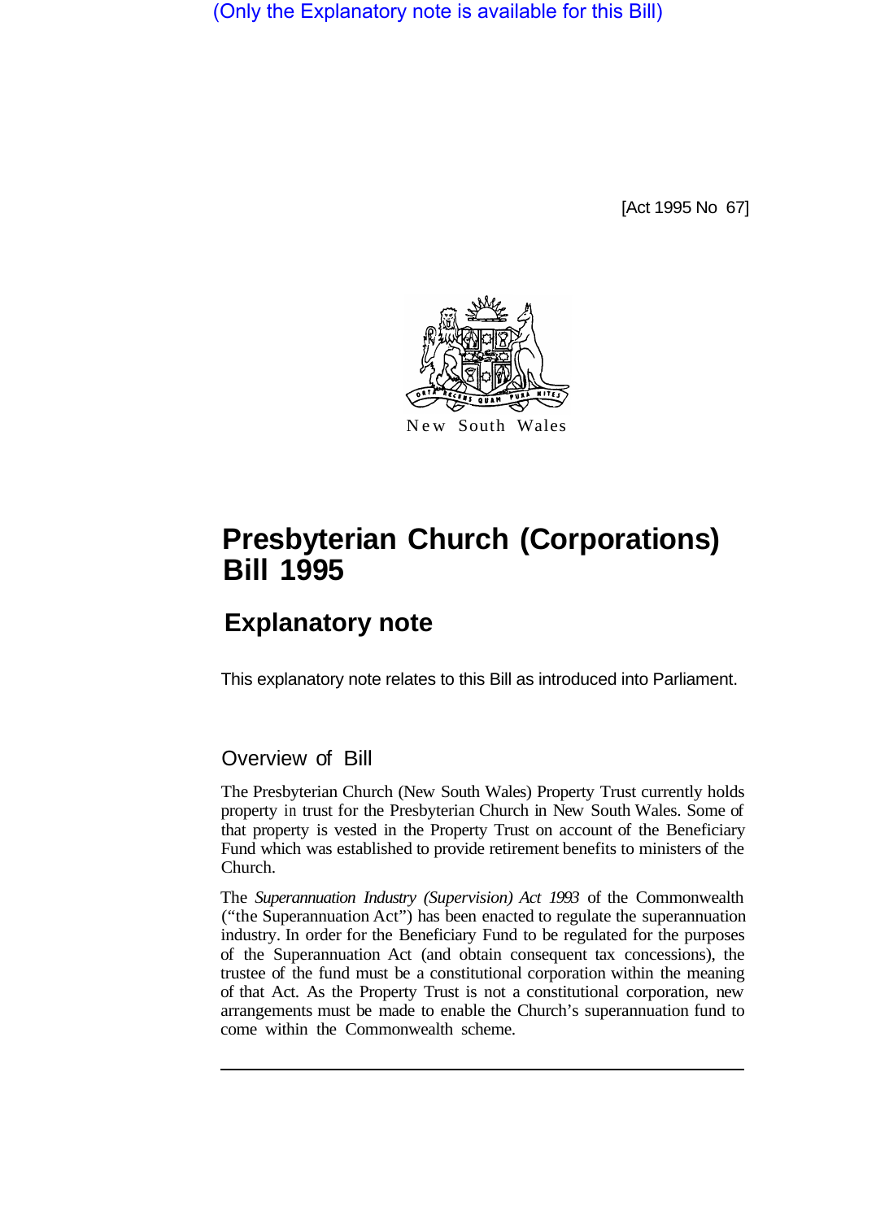(Only the Explanatory note is available for this Bill)

[Act 1995 No 67]

New South Wales

# Presbyterian Church (Corporations) Bill 1995

## Explanatory note

This explanatory note relates to this Bill as introduced into Parliament.

### Overview of Bill

The Presbyterian Church (New South Wales) Property Trust currently holds property in trust for the Presbyterian Church in New South Wales. Some of that property is vested in the Property Trust on account of the Beneficiary Fund which was established to provide retirement benefits to ministers of the Church.

The *Superannuation Industry (Supervision) Act 1993* of the Commonwealth ("the Superannuation Act") has been enacted to regulate the superannuation industry. In order for the Beneficiary Fund to be regulated for the purposes of the Superannuation Act (and obtain consequent tax concessions), the trustee of the fund must be a constitutional corporation within the meaning of that Act. As the Property Trust is not a constitutional corporation, new arrangements must be made to enable the Church's superannuation fund to come within the Commonwealth scheme.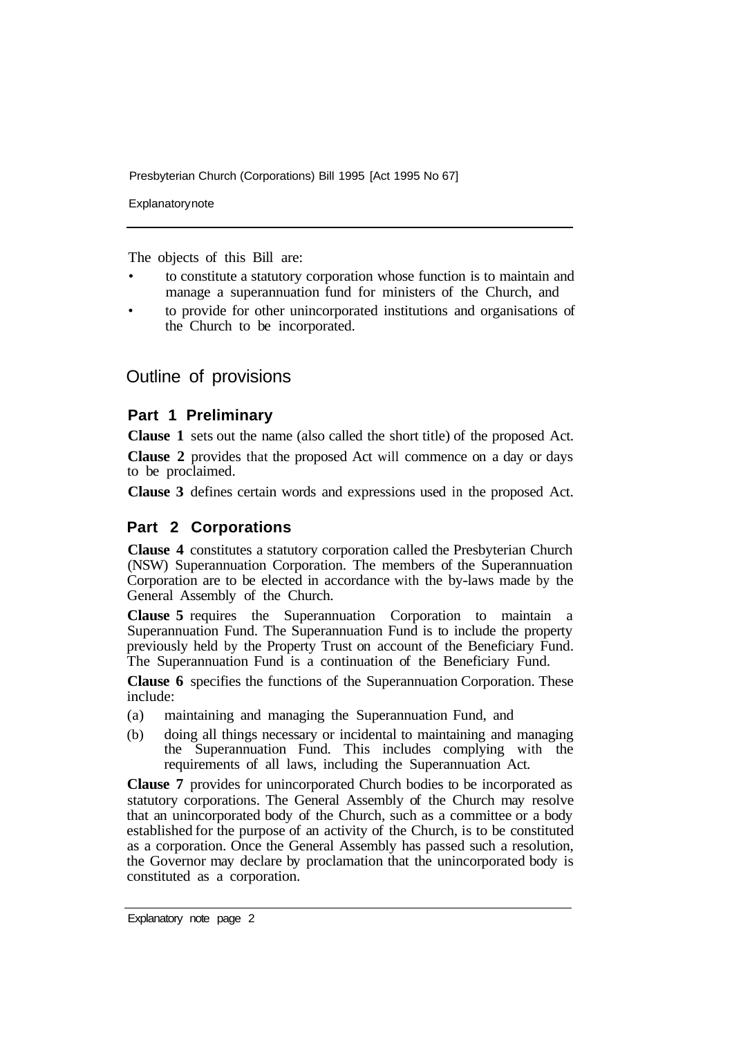The objects of this Bill are:

- to constitute a statutory corporation whose function is to maintain and manage a superannuation fund for ministers of the Church, and
- to provide for other unincorporated institutions and organisations of the Church to be incorporated.

## Outline of provisions

### Part 1 Preliminary

**Clause 1** sets out the name (also called the short title) of the proposed Act.

**Clause 2** provides that the proposed Act will commence on a day or days to be proclaimed.

**Clause 3** defines certain words and expressions used in the proposed Act.

### Part 2 Corporations

**Clause 4** constitutes a statutory corporation called the Presbyterian Church (NSW) Superannuation Corporation. The members of the Superannuation Corporation are to be elected in accordance with the by-laws made by the General Assembly of the Church.

**Clause 5** requires the Superannuation Corporation to maintain a Superannuation Fund. The Superannuation Fund is to include the property previously held by the Property Trust on account of the Beneficiary Fund. The Superannuation Fund is a continuation of the Beneficiary Fund.

**Clause 6** specifies the functions of the Superannuation Corporation. These include:

(a) maintaining and managing the Superannuation Fund, and

(b) doing all things necessary or incidental to maintaining and managing the Superannuation Fund. This includes complying with the requirements of all laws, including the Superannuation Act.

**Clause 7** provides for unincorporated Church bodies to be incorporated as statutory corporations. The General Assembly of the Church may resolve that an unincorporated body of the Church, such as a committee or a body established for the purpose of an activity of the Church, is to be constituted as a corporation. Once the General Assembly has passed such a resolution, the Governor may declare by proclamation that the unincorporated body is constituted as a corporation.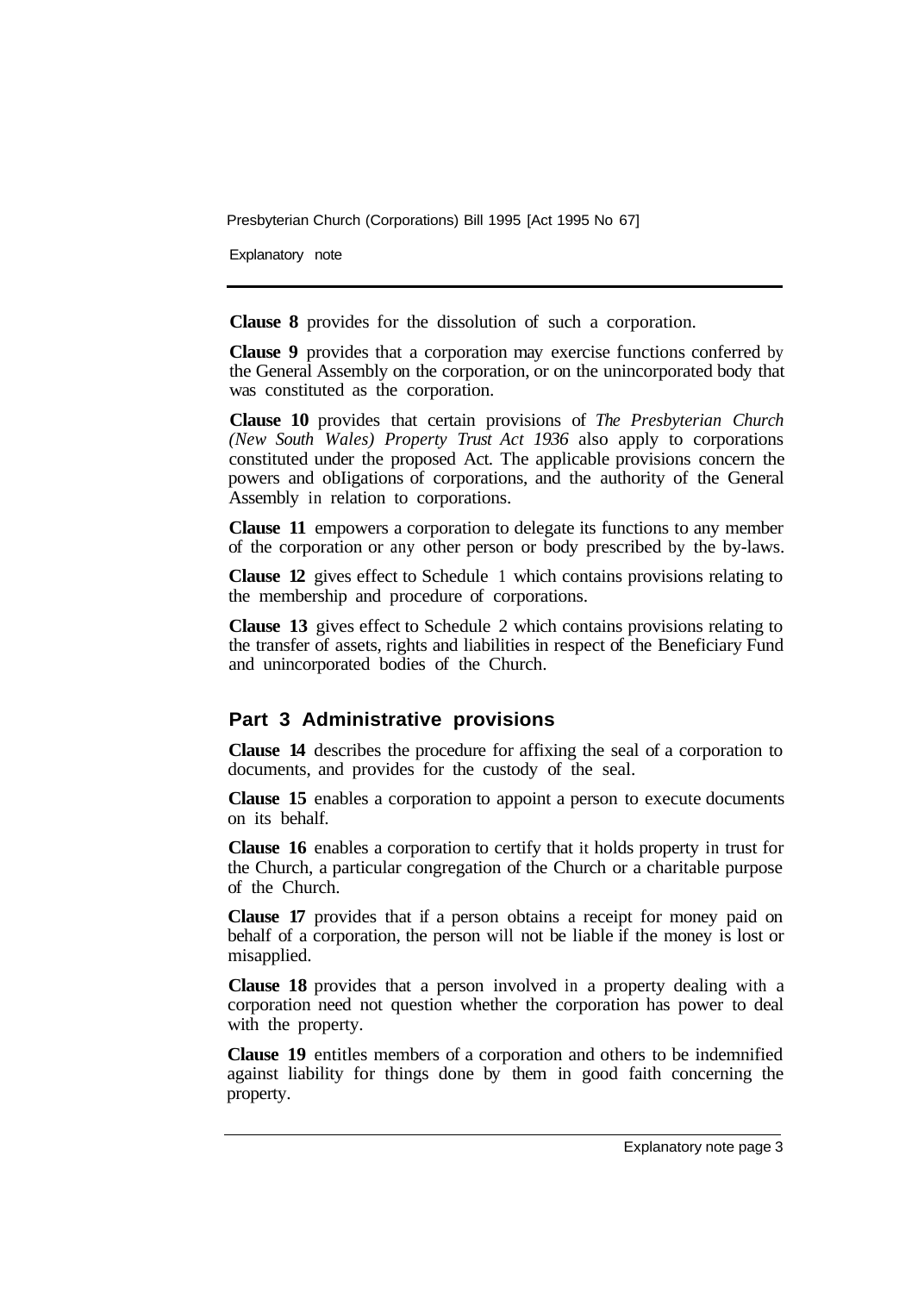**Clause 8** provides for the dissolution of such a corporation.

**Clause 9** provides that a corporation may exercise functions conferred by the General Assembly on the corporation, or on the unincorporated body that was constituted as the corporation.

**Clause 10** provides that certain provisions of *The Presbyterian Church (New South Wales) Property Trust Act 1936* also apply to corporations constituted under the proposed Act. The applicable provisions concern the powers and obligations of corporations, and the authority of the General Assembly in relation to corporations.

**Clause 11** empowers a corporation to delegate its functions to any member of the corporation or any other person or body prescribed by the by-laws.

**Clause 12** gives effect to Schedule 1 which contains provisions relating to the membership and procedure of corporations.

**Clause 13** gives effect to Schedule 2 which contains provisions relating to the transfer of assets, rights and liabilities in respect of the Beneficiary Fund and unincorporated bodies of the Church.

## Part 3 Administrative provisions

**Clause 14** describes the procedure for affixing the seal of a corporation to documents, and provides for the custody of the seal.

**Clause 15** enables a corporation to appoint a person to execute documents on its behalf.

**Clause 16** enables a corporation to certify that it holds property in trust for the Church, a particular congregation of the Church or a charitable purpose of the Church.

**Clause 17** provides that if a person obtains a receipt for money paid on behalf of a corporation, the person will not be liable if the money is lost or misapplied.

**Clause 18** provides that a person involved in a property dealing with a corporation need not question whether the corporation has power to deal with the property.

**Clause 19** entitles members of a corporation and others to be indemnified against liability for things done by them in good faith concerning the property.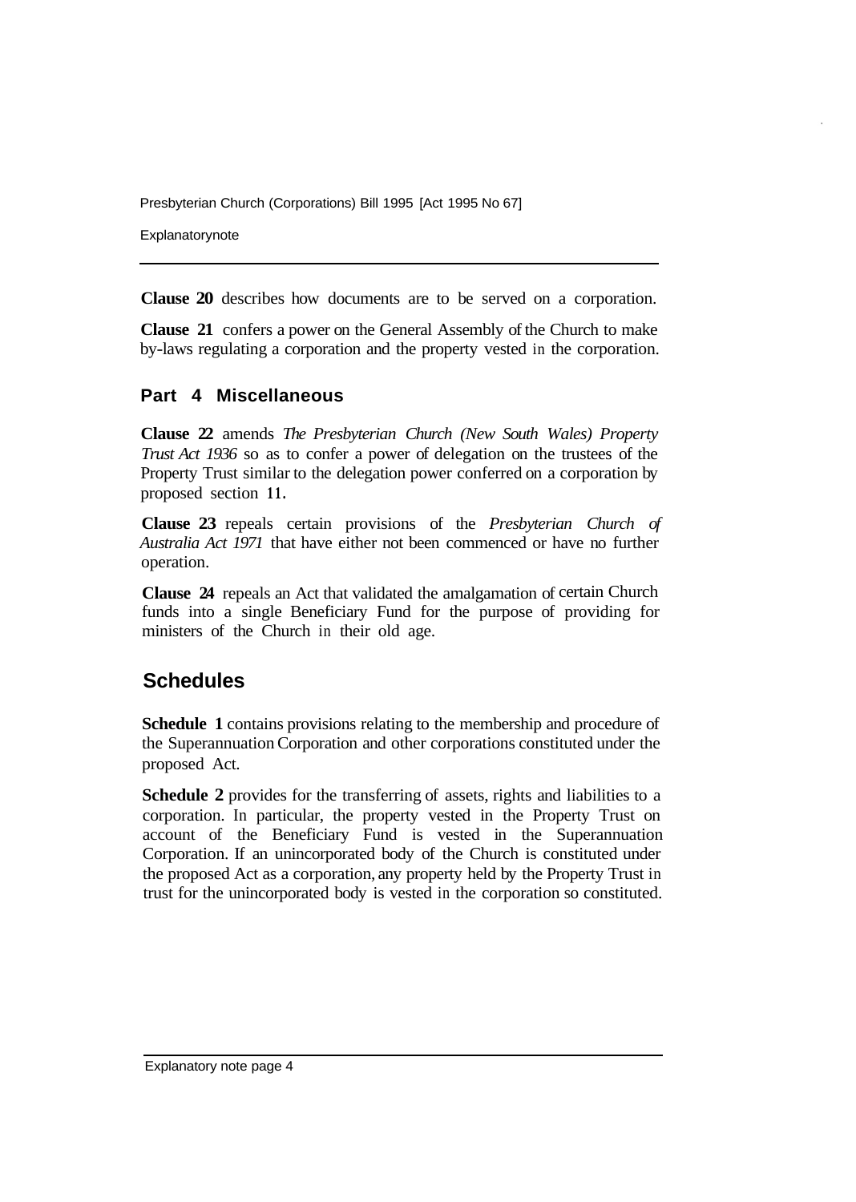**Clause 20** describes how documents are to be served on a corporation.

**Clause 21** confers a power on the General Assembly of the Church to make by-laws regulating a corporation and the property vested in the corporation.

## Part 4 Miscellaneous

**Clause 22** amends *The Presbyterian Church (New South Wales) Property Trust Act 1936* so as to confer a power of delegation on the trustees of the Property Trust similar to the delegation power conferred on a corporation by proposed section 11.

**Clause 23** repeals certain provisions of the *Presbyterian Church of Australia Act 1971* that have either not been commenced or have no further operation.

**Clause 24** repeals an Act that validated the amalgamation of certain Church funds into a single Beneficiary Fund for the purpose of providing for ministers of the Church in their old age.

# Schedules

**Schedule 1** contains provisions relating to the membership and procedure of the Superannuation Corporation and other corporations constituted under the proposed Act.

**Schedule 2** provides for the transferring of assets, rights and liabilities to a corporation. In particular, the property vested in the Property Trust on account of the Beneficiary Fund is vested in the Superannuation Corporation. If an unincorporated body of the Church is constituted under the proposed Act as a corporation, any property held by the Property Trust in trust for the unincorporated body is vested in the corporation so constituted.